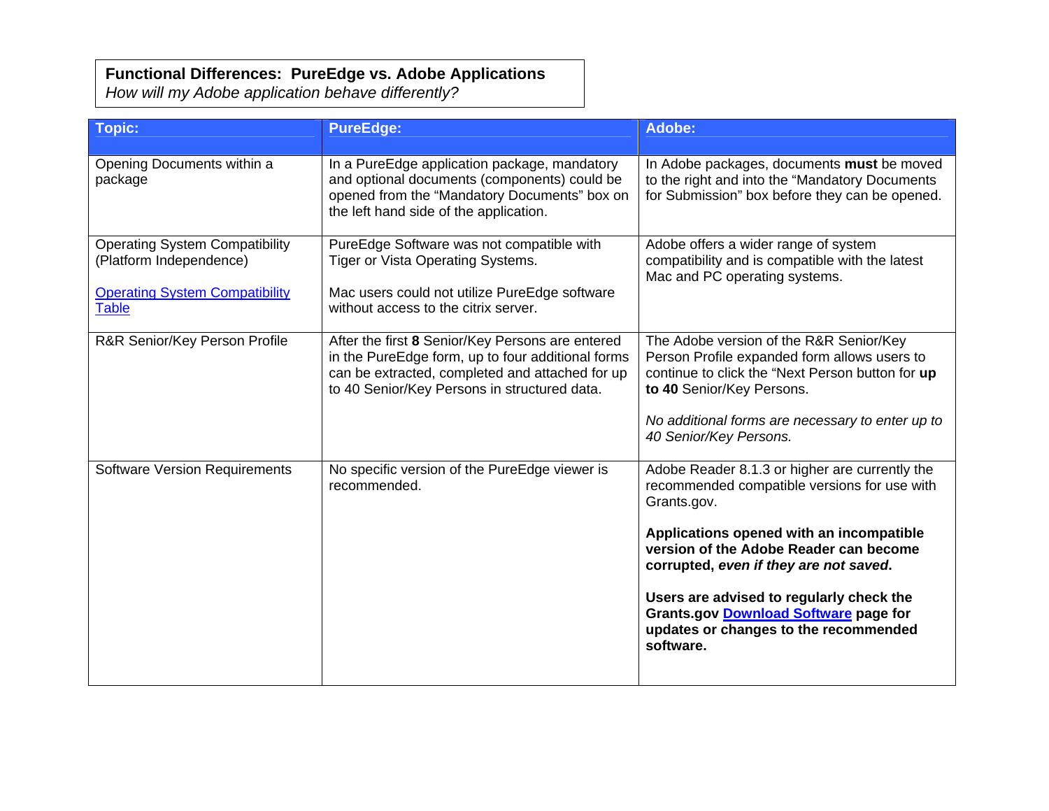**Functional Differences: PureEdge vs. Adobe Applications**
*How will my Adobe application behave differently?*

| Topic: | PureEdge: | Adobe: |
| --- | --- | --- |
| Opening Documents within a package | In a PureEdge application package, mandatory and optional documents (components) could be opened from the "Mandatory Documents" box on the left hand side of the application. | In Adobe packages, documents **must** be moved to the right and into the "Mandatory Documents for Submission" box before they can be opened. |
| Operating System Compatibility (Platform Independence)<br><br>Operating System Compatibility Table | PureEdge Software was not compatible with Tiger or Vista Operating Systems.<br><br>Mac users could not utilize PureEdge software without access to the citrix server. | Adobe offers a wider range of system compatibility and is compatible with the latest Mac and PC operating systems. |
| R&R Senior/Key Person Profile | After the first **8** Senior/Key Persons are entered in the PureEdge form, up to four additional forms can be extracted, completed and attached for up to 40 Senior/Key Persons in structured data. | The Adobe version of the R&R Senior/Key Person Profile expanded form allows users to continue to click the "Next Person button for **up to 40** Senior/Key Persons.<br><br>*No additional forms are necessary to enter up to 40 Senior/Key Persons.* |
| Software Version Requirements | No specific version of the PureEdge viewer is recommended. | Adobe Reader 8.1.3 or higher are currently the recommended compatible versions for use with Grants.gov.<br><br>**Applications opened with an incompatible version of the Adobe Reader can become corrupted, *even if they are not saved*.**<br><br>**Users are advised to regularly check the Grants.gov Download Software page for updates or changes to the recommended software.** |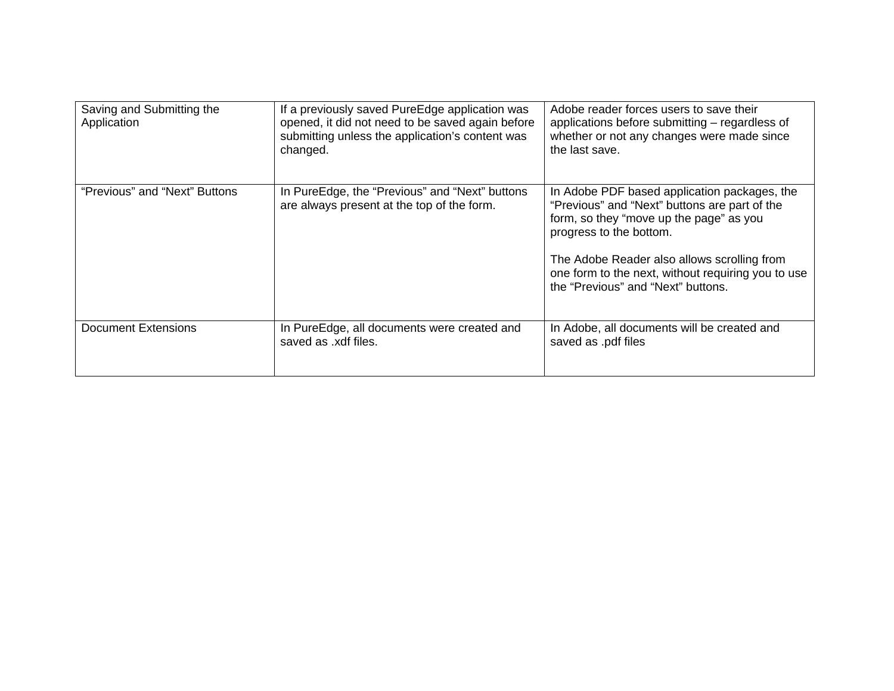| Saving and Submitting the Application | If a previously saved PureEdge application was opened, it did not need to be saved again before submitting unless the application's content was changed. | Adobe reader forces users to save their applications before submitting – regardless of whether or not any changes were made since the last save. |
|---|---|---|
| "Previous" and "Next" Buttons | In PureEdge, the "Previous" and "Next" buttons are always present at the top of the form. | In Adobe PDF based application packages, the "Previous" and "Next" buttons are part of the form, so they "move up the page" as you progress to the bottom.<br><br>The Adobe Reader also allows scrolling from one form to the next, without requiring you to use the "Previous" and "Next" buttons. |
| Document Extensions | In PureEdge, all documents were created and saved as .xdf files. | In Adobe, all documents will be created and saved as .pdf files |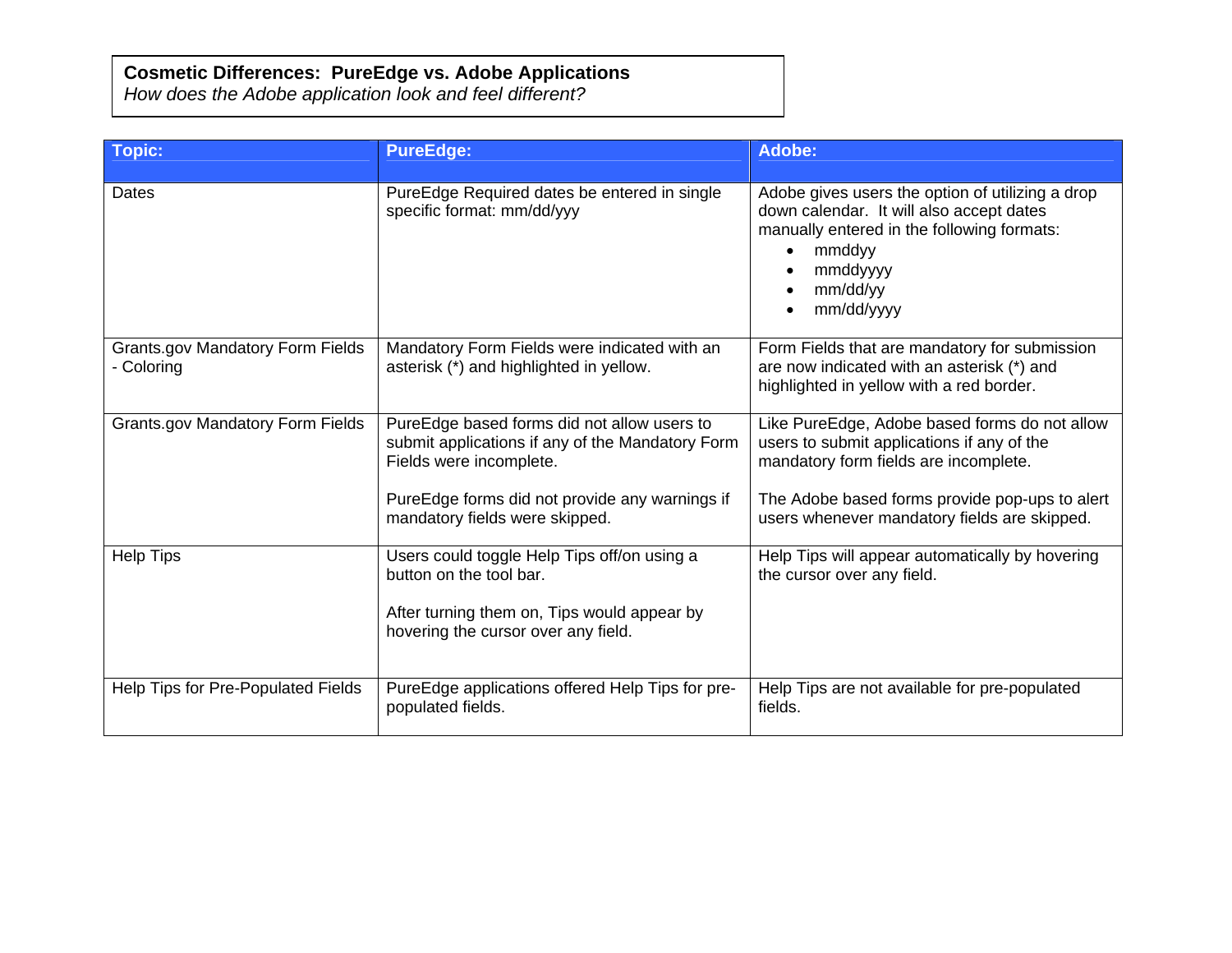**Cosmetic Differences: PureEdge vs. Adobe Applications**
*How does the Adobe application look and feel different?*

| Topic: | PureEdge: | Adobe: |
|---|---|---|
| Dates | PureEdge Required dates be entered in single specific format: mm/dd/yyy | Adobe gives users the option of utilizing a drop down calendar. It will also accept dates manually entered in the following formats: <br>• mmddyy <br>• mmddyyyy <br>• mm/dd/yy <br>• mm/dd/yyyy |
| Grants.gov Mandatory Form Fields - Coloring | Mandatory Form Fields were indicated with an asterisk (*) and highlighted in yellow. | Form Fields that are mandatory for submission are now indicated with an asterisk (*) and highlighted in yellow with a red border. |
| Grants.gov Mandatory Form Fields | PureEdge based forms did not allow users to submit applications if any of the Mandatory Form Fields were incomplete.<br><br>PureEdge forms did not provide any warnings if mandatory fields were skipped. | Like PureEdge, Adobe based forms do not allow users to submit applications if any of the mandatory form fields are incomplete.<br><br>The Adobe based forms provide pop-ups to alert users whenever mandatory fields are skipped. |
| Help Tips | Users could toggle Help Tips off/on using a button on the tool bar.<br><br>After turning them on, Tips would appear by hovering the cursor over any field. | Help Tips will appear automatically by hovering the cursor over any field. |
| Help Tips for Pre-Populated Fields | PureEdge applications offered Help Tips for pre-populated fields. | Help Tips are not available for pre-populated fields. |